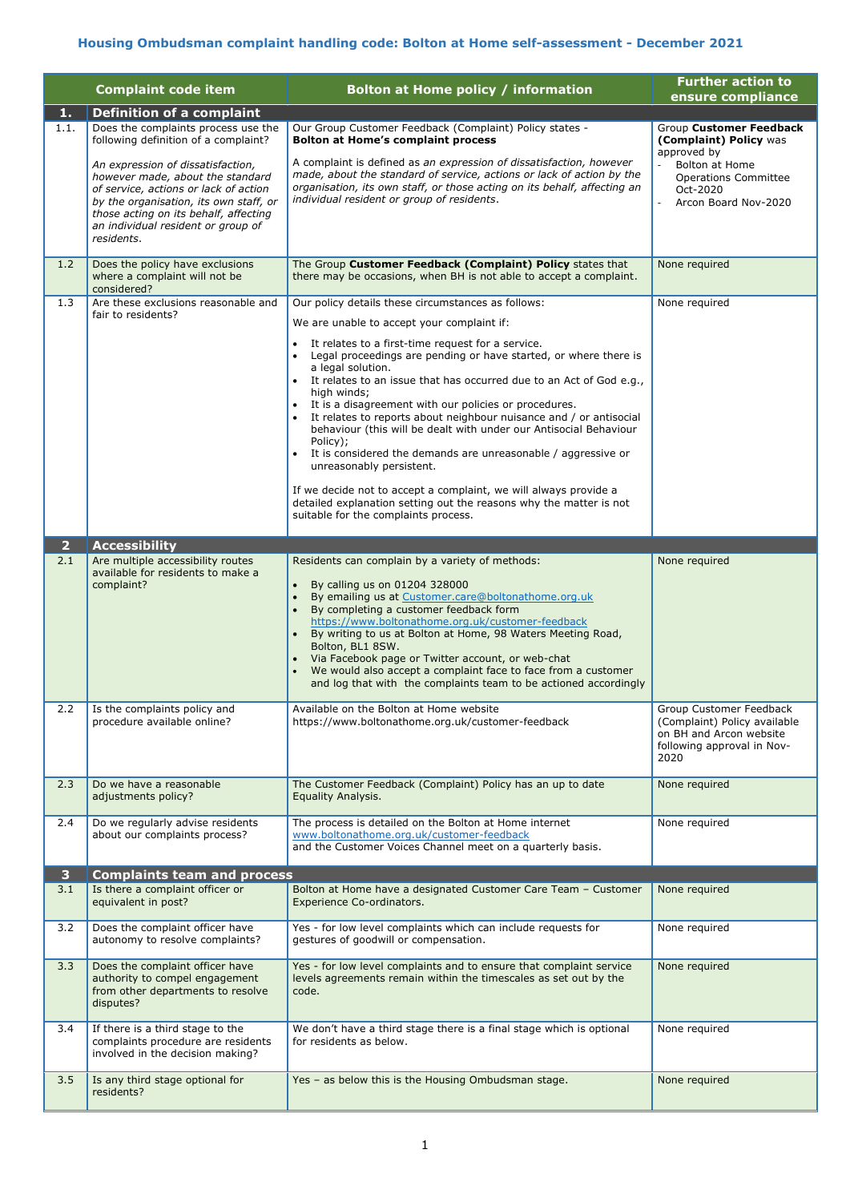# Housing Ombudsman complaint handling code: Bolton at Home self-assessment - December 2021

| | Complaint code item | Bolton at Home policy / information | Further action to ensure compliance |
|---|---|---|---|
| **1.** | **Definition of a complaint** | | |
| 1.1. | Does the complaints process use the following definition of a complaint?<br><br>*An expression of dissatisfaction, however made, about the standard of service, actions or lack of action by the organisation, its own staff, or those acting on its behalf, affecting an individual resident or group of residents.* | Our Group Customer Feedback (Complaint) Policy states - **Bolton at Home's complaint process**<br><br>A complaint is defined as *an expression of dissatisfaction, however made, about the standard of service, actions or lack of action by the organisation, its own staff, or those acting on its behalf, affecting an individual resident or group of residents*. | Group **Customer Feedback (Complaint) Policy** was approved by<br>- Bolton at Home Operations Committee Oct-2020<br>- Arcon Board Nov-2020 |
| 1.2 | Does the policy have exclusions where a complaint will not be considered? | The Group **Customer Feedback (Complaint) Policy** states that there may be occasions, when BH is not able to accept a complaint. | None required |
| 1.3 | Are these exclusions reasonable and fair to residents? | Our policy details these circumstances as follows:<br><br>We are unable to accept your complaint if:<br><br>• It relates to a first-time request for a service.<br>• Legal proceedings are pending or have started, or where there is a legal solution.<br>• It relates to an issue that has occurred due to an Act of God e.g., high winds;<br>• It is a disagreement with our policies or procedures.<br>• It relates to reports about neighbour nuisance and / or antisocial behaviour (this will be dealt with under our Antisocial Behaviour Policy);<br>• It is considered the demands are unreasonable / aggressive or unreasonably persistent.<br><br>If we decide not to accept a complaint, we will always provide a detailed explanation setting out the reasons why the matter is not suitable for the complaints process. | None required |
| **2** | **Accessibility** | | |
| 2.1 | Are multiple accessibility routes available for residents to make a complaint? | Residents can complain by a variety of methods:<br><br>• By calling us on 01204 328000<br>• By emailing us at Customer.care@boltonathome.org.uk<br>• By completing a customer feedback form https://www.boltonathome.org.uk/customer-feedback<br>• By writing to us at Bolton at Home, 98 Waters Meeting Road, Bolton, BL1 8SW.<br>• Via Facebook page or Twitter account, or web-chat<br>• We would also accept a complaint face to face from a customer and log that with the complaints team to be actioned accordingly | None required |
| 2.2 | Is the complaints policy and procedure available online? | Available on the Bolton at Home website https://www.boltonathome.org.uk/customer-feedback | Group Customer Feedback (Complaint) Policy available on BH and Arcon website following approval in Nov-2020 |
| 2.3 | Do we have a reasonable adjustments policy? | The Customer Feedback (Complaint) Policy has an up to date Equality Analysis. | None required |
| 2.4 | Do we regularly advise residents about our complaints process? | The process is detailed on the Bolton at Home internet www.boltonathome.org.uk/customer-feedback<br>and the Customer Voices Channel meet on a quarterly basis. | None required |
| **3** | **Complaints team and process** | | |
| 3.1 | Is there a complaint officer or equivalent in post? | Bolton at Home have a designated Customer Care Team – Customer Experience Co-ordinators. | None required |
| 3.2 | Does the complaint officer have autonomy to resolve complaints? | Yes - for low level complaints which can include requests for gestures of goodwill or compensation. | None required |
| 3.3 | Does the complaint officer have authority to compel engagement from other departments to resolve disputes? | Yes - for low level complaints and to ensure that complaint service levels agreements remain within the timescales as set out by the code. | None required |
| 3.4 | If there is a third stage to the complaints procedure are residents involved in the decision making? | We don't have a third stage there is a final stage which is optional for residents as below. | None required |
| 3.5 | Is any third stage optional for residents? | Yes – as below this is the Housing Ombudsman stage. | None required |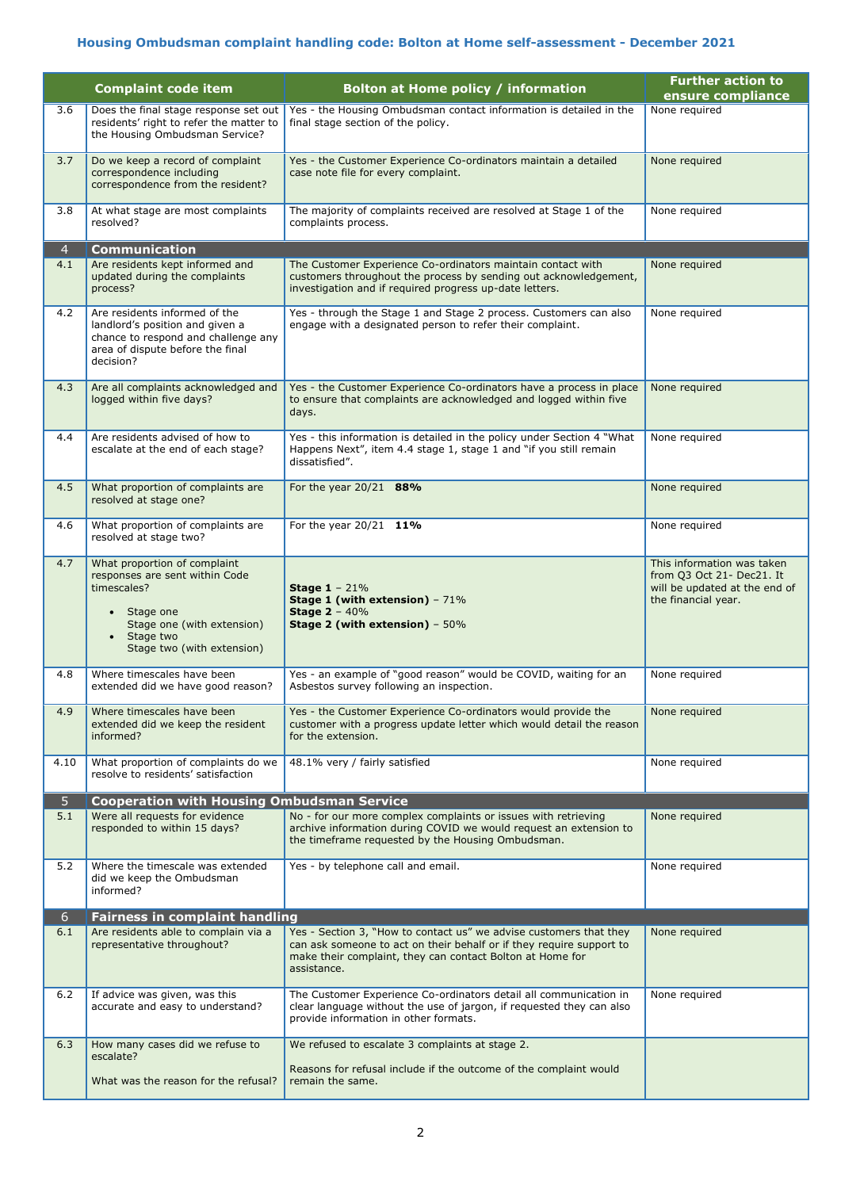### Housing Ombudsman complaint handling code: Bolton at Home self-assessment - December 2021

| | Complaint code item | Bolton at Home policy / information | Further action to ensure compliance |
|---|---|---|---|
| 3.6 | Does the final stage response set out residents' right to refer the matter to the Housing Ombudsman Service? | Yes - the Housing Ombudsman contact information is detailed in the final stage section of the policy. | None required |
| 3.7 | Do we keep a record of complaint correspondence including correspondence from the resident? | Yes - the Customer Experience Co-ordinators maintain a detailed case note file for every complaint. | None required |
| 3.8 | At what stage are most complaints resolved? | The majority of complaints received are resolved at Stage 1 of the complaints process. | None required |
| **4** | **Communication** | | |
| 4.1 | Are residents kept informed and updated during the complaints process? | The Customer Experience Co-ordinators maintain contact with customers throughout the process by sending out acknowledgement, investigation and if required progress up-date letters. | None required |
| 4.2 | Are residents informed of the landlord's position and given a chance to respond and challenge any area of dispute before the final decision? | Yes - through the Stage 1 and Stage 2 process. Customers can also engage with a designated person to refer their complaint. | None required |
| 4.3 | Are all complaints acknowledged and logged within five days? | Yes - the Customer Experience Co-ordinators have a process in place to ensure that complaints are acknowledged and logged within five days. | None required |
| 4.4 | Are residents advised of how to escalate at the end of each stage? | Yes - this information is detailed in the policy under Section 4 "What Happens Next", item 4.4 stage 1, stage 1 and "if you still remain dissatisfied". | None required |
| 4.5 | What proportion of complaints are resolved at stage one? | For the year 20/21 **88%** | None required |
| 4.6 | What proportion of complaints are resolved at stage two? | For the year 20/21 **11%** | None required |
| 4.7 | What proportion of complaint responses are sent within Code timescales?<br>• Stage one<br>Stage one (with extension)<br>• Stage two<br>Stage two (with extension) | **Stage 1** – 21%<br>**Stage 1 (with extension)** – 71%<br>**Stage 2** – 40%<br>**Stage 2 (with extension)** – 50% | This information was taken from Q3 Oct 21- Dec21. It will be updated at the end of the financial year. |
| 4.8 | Where timescales have been extended did we have good reason? | Yes - an example of "good reason" would be COVID, waiting for an Asbestos survey following an inspection. | None required |
| 4.9 | Where timescales have been extended did we keep the resident informed? | Yes - the Customer Experience Co-ordinators would provide the customer with a progress update letter which would detail the reason for the extension. | None required |
| 4.10 | What proportion of complaints do we resolve to residents' satisfaction | 48.1% very / fairly satisfied | None required |
| **5** | **Cooperation with Housing Ombudsman Service** | | |
| 5.1 | Were all requests for evidence responded to within 15 days? | No - for our more complex complaints or issues with retrieving archive information during COVID we would request an extension to the timeframe requested by the Housing Ombudsman. | None required |
| 5.2 | Where the timescale was extended did we keep the Ombudsman informed? | Yes - by telephone call and email. | None required |
| **6** | **Fairness in complaint handling** | | |
| 6.1 | Are residents able to complain via a representative throughout? | Yes - Section 3, "How to contact us" we advise customers that they can ask someone to act on their behalf or if they require support to make their complaint, they can contact Bolton at Home for assistance. | None required |
| 6.2 | If advice was given, was this accurate and easy to understand? | The Customer Experience Co-ordinators detail all communication in clear language without the use of jargon, if requested they can also provide information in other formats. | None required |
| 6.3 | How many cases did we refuse to escalate?<br><br>What was the reason for the refusal? | We refused to escalate 3 complaints at stage 2.<br><br>Reasons for refusal include if the outcome of the complaint would remain the same. | |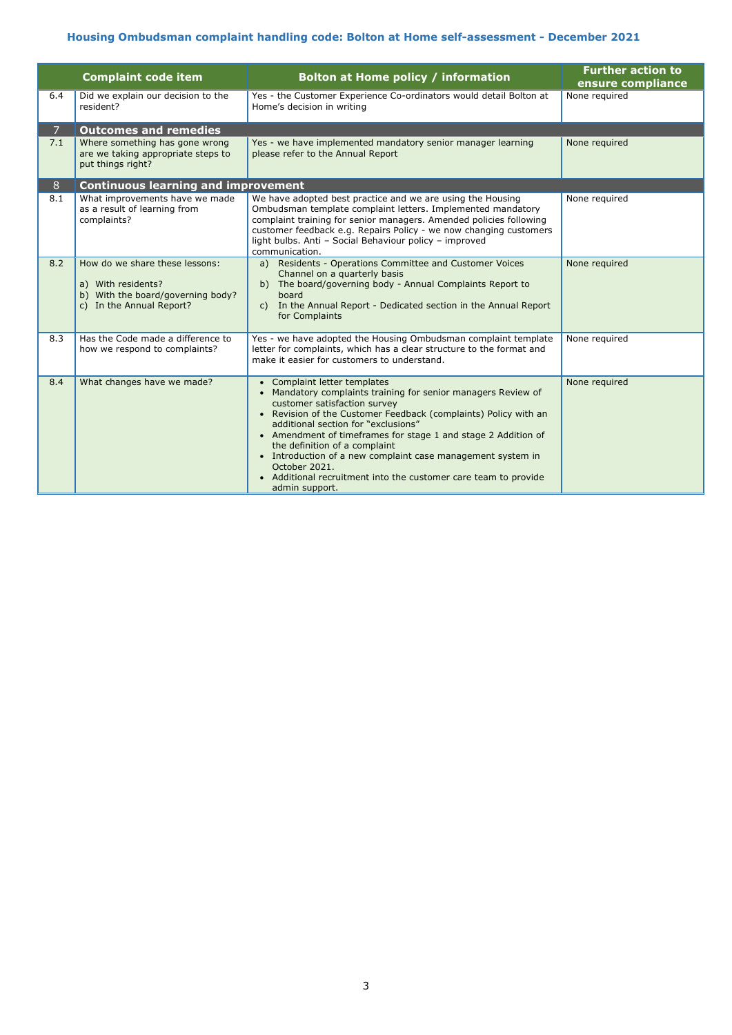### Housing Ombudsman complaint handling code: Bolton at Home self-assessment - December 2021

| | Complaint code item | Bolton at Home policy / information | Further action to ensure compliance |
|---|---|---|---|
| 6.4 | Did we explain our decision to the resident? | Yes - the Customer Experience Co-ordinators would detail Bolton at Home's decision in writing | None required |
| 7 | **Outcomes and remedies** | | |
| 7.1 | Where something has gone wrong are we taking appropriate steps to put things right? | Yes - we have implemented mandatory senior manager learning please refer to the Annual Report | None required |
| 8 | **Continuous learning and improvement** | | |
| 8.1 | What improvements have we made as a result of learning from complaints? | We have adopted best practice and we are using the Housing Ombudsman template complaint letters. Implemented mandatory complaint training for senior managers. Amended policies following customer feedback e.g. Repairs Policy - we now changing customers light bulbs. Anti – Social Behaviour policy – improved communication. | None required |
| 8.2 | How do we share these lessons:<br>a) With residents?<br>b) With the board/governing body?<br>c) In the Annual Report? | a) Residents - Operations Committee and Customer Voices Channel on a quarterly basis<br>b) The board/governing body - Annual Complaints Report to board<br>c) In the Annual Report - Dedicated section in the Annual Report for Complaints | None required |
| 8.3 | Has the Code made a difference to how we respond to complaints? | Yes - we have adopted the Housing Ombudsman complaint template letter for complaints, which has a clear structure to the format and make it easier for customers to understand. | None required |
| 8.4 | What changes have we made? | • Complaint letter templates<br>• Mandatory complaints training for senior managers Review of customer satisfaction survey<br>• Revision of the Customer Feedback (complaints) Policy with an additional section for "exclusions"<br>• Amendment of timeframes for stage 1 and stage 2 Addition of the definition of a complaint<br>• Introduction of a new complaint case management system in October 2021.<br>• Additional recruitment into the customer care team to provide admin support. | None required |